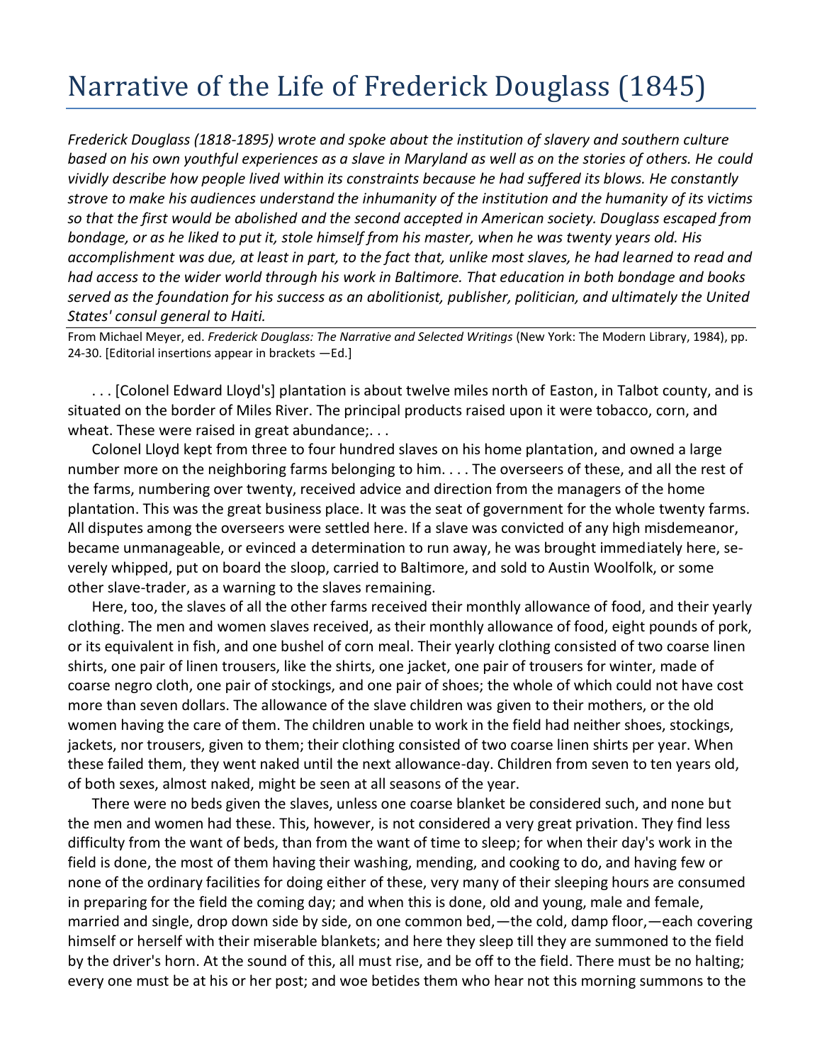# Narrative of the Life of Frederick Douglass (1845)

*Frederick Douglass (1818-1895) wrote and spoke about the institution of slavery and southern culture based on his own youthful experiences as a slave in Maryland as well as on the stories of others. He could vividly describe how people lived within its constraints because he had suffered its blows. He constantly strove to make his audiences understand the inhumanity of the institution and the humanity of its victims so that the first would be abolished and the second accepted in American society. Douglass escaped from bondage, or as he liked to put it, stole himself from his master, when he was twenty years old. His accomplishment was due, at least in part, to the fact that, unlike most slaves, he had learned to read and had access to the wider world through his work in Baltimore. That education in both bondage and books served as the foundation for his success as an abolitionist, publisher, politician, and ultimately the United States' consul general to Haiti.*

From Michael Meyer, ed. *Frederick Douglass: The Narrative and Selected Writings* (New York: The Modern Library, 1984), pp. 24-30. [Editorial insertions appear in brackets —Ed.]

. . . [Colonel Edward Lloyd's] plantation is about twelve miles north of Easton, in Talbot county, and is situated on the border of Miles River. The principal products raised upon it were tobacco, corn, and wheat. These were raised in great abundance;. . .

Colonel Lloyd kept from three to four hundred slaves on his home plantation, and owned a large number more on the neighboring farms belonging to him. . . . The overseers of these, and all the rest of the farms, numbering over twenty, received advice and direction from the managers of the home plantation. This was the great business place. It was the seat of government for the whole twenty farms. All disputes among the overseers were settled here. If a slave was convicted of any high misdemeanor, became unmanageable, or evinced a determination to run away, he was brought immediately here, severely whipped, put on board the sloop, carried to Baltimore, and sold to Austin Woolfolk, or some other slave-trader, as a warning to the slaves remaining.

Here, too, the slaves of all the other farms received their monthly allowance of food, and their yearly clothing. The men and women slaves received, as their monthly allowance of food, eight pounds of pork, or its equivalent in fish, and one bushel of corn meal. Their yearly clothing consisted of two coarse linen shirts, one pair of linen trousers, like the shirts, one jacket, one pair of trousers for winter, made of coarse negro cloth, one pair of stockings, and one pair of shoes; the whole of which could not have cost more than seven dollars. The allowance of the slave children was given to their mothers, or the old women having the care of them. The children unable to work in the field had neither shoes, stockings, jackets, nor trousers, given to them; their clothing consisted of two coarse linen shirts per year. When these failed them, they went naked until the next allowance-day. Children from seven to ten years old, of both sexes, almost naked, might be seen at all seasons of the year.

There were no beds given the slaves, unless one coarse blanket be considered such, and none but the men and women had these. This, however, is not considered a very great privation. They find less difficulty from the want of beds, than from the want of time to sleep; for when their day's work in the field is done, the most of them having their washing, mending, and cooking to do, and having few or none of the ordinary facilities for doing either of these, very many of their sleeping hours are consumed in preparing for the field the coming day; and when this is done, old and young, male and female, married and single, drop down side by side, on one common bed,—the cold, damp floor,—each covering himself or herself with their miserable blankets; and here they sleep till they are summoned to the field by the driver's horn. At the sound of this, all must rise, and be off to the field. There must be no halting; every one must be at his or her post; and woe betides them who hear not this morning summons to the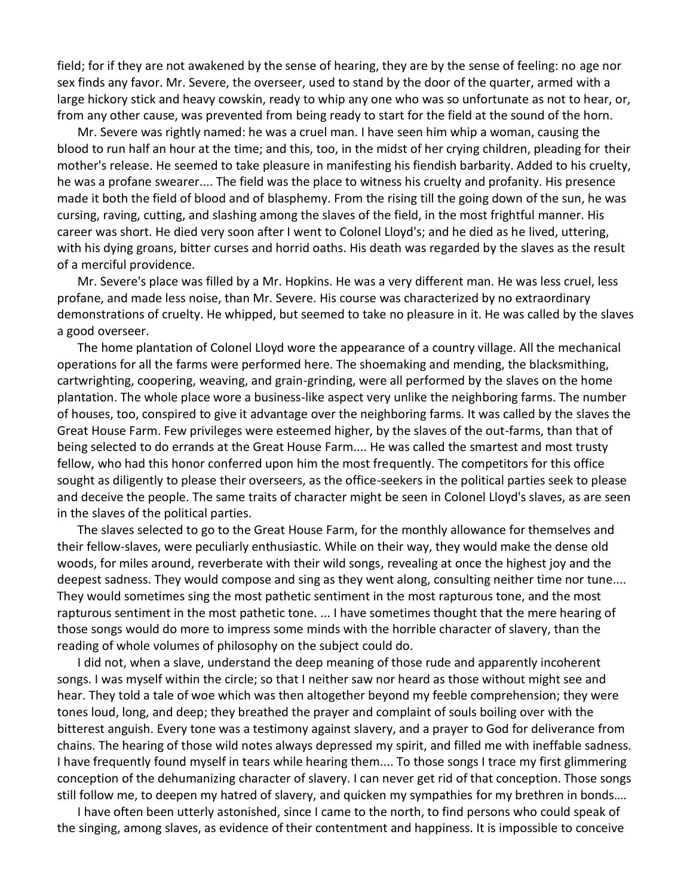field; for if they are not awakened by the sense of hearing, they are by the sense of feeling: no age nor sex finds any favor. Mr. Severe, the overseer, used to stand by the door of the quarter, armed with a large hickory stick and heavy cowskin, ready to whip any one who was so unfortunate as not to hear, or, from any other cause, was prevented from being ready to start for the field at the sound of the horn.

Mr. Severe was rightly named: he was a cruel man. I have seen him whip a woman, causing the blood to run half an hour at the time; and this, too, in the midst of her crying children, pleading for their mother's release. He seemed to take pleasure in manifesting his fiendish barbarity. Added to his cruelty, he was a profane swearer.... The field was the place to witness his cruelty and profanity. His presence made it both the field of blood and of blasphemy. From the rising till the going down of the sun, he was cursing, raving, cutting, and slashing among the slaves of the field, in the most frightful manner. His career was short. He died very soon after I went to Colonel Lloyd's; and he died as he lived, uttering, with his dying groans, bitter curses and horrid oaths. His death was regarded by the slaves as the result of a merciful providence.

Mr. Severe's place was filled by a Mr. Hopkins. He was a very different man. He was less cruel, less profane, and made less noise, than Mr. Severe. His course was characterized by no extraordinary demonstrations of cruelty. He whipped, but seemed to take no pleasure in it. He was called by the slaves a good overseer.

The home plantation of Colonel Lloyd wore the appearance of a country village. All the mechanical operations for all the farms were performed here. The shoemaking and mending, the blacksmithing, cartwrighting, coopering, weaving, and grain-grinding, were all performed by the slaves on the home plantation. The whole place wore a business-like aspect very unlike the neighboring farms. The number of houses, too, conspired to give it advantage over the neighboring farms. It was called by the slaves the Great House Farm. Few privileges were esteemed higher, by the slaves of the out-farms, than that of being selected to do errands at the Great House Farm.... He was called the smartest and most trusty fellow, who had this honor conferred upon him the most frequently. The competitors for this office sought as diligently to please their overseers, as the office-seekers in the political parties seek to please and deceive the people. The same traits of character might be seen in Colonel Lloyd's slaves, as are seen in the slaves of the political parties.

The slaves selected to go to the Great House Farm, for the monthly allowance for themselves and their fellow-slaves, were peculiarly enthusiastic. While on their way, they would make the dense old woods, for miles around, reverberate with their wild songs, revealing at once the highest joy and the deepest sadness. They would compose and sing as they went along, consulting neither time nor tune.... They would sometimes sing the most pathetic sentiment in the most rapturous tone, and the most rapturous sentiment in the most pathetic tone. ... I have sometimes thought that the mere hearing of those songs would do more to impress some minds with the horrible character of slavery, than the reading of whole volumes of philosophy on the subject could do.

I did not, when a slave, understand the deep meaning of those rude and apparently incoherent songs. I was myself within the circle; so that I neither saw nor heard as those without might see and hear. They told a tale of woe which was then altogether beyond my feeble comprehension; they were tones loud, long, and deep; they breathed the prayer and complaint of souls boiling over with the bitterest anguish. Every tone was a testimony against slavery, and a prayer to God for deliverance from chains. The hearing of those wild notes always depressed my spirit, and filled me with ineffable sadness. I have frequently found myself in tears while hearing them.... To those songs I trace my first glimmering conception of the dehumanizing character of slavery. I can never get rid of that conception. Those songs still follow me, to deepen my hatred of slavery, and quicken my sympathies for my brethren in bonds….

I have often been utterly astonished, since I came to the north, to find persons who could speak of the singing, among slaves, as evidence of their contentment and happiness. It is impossible to conceive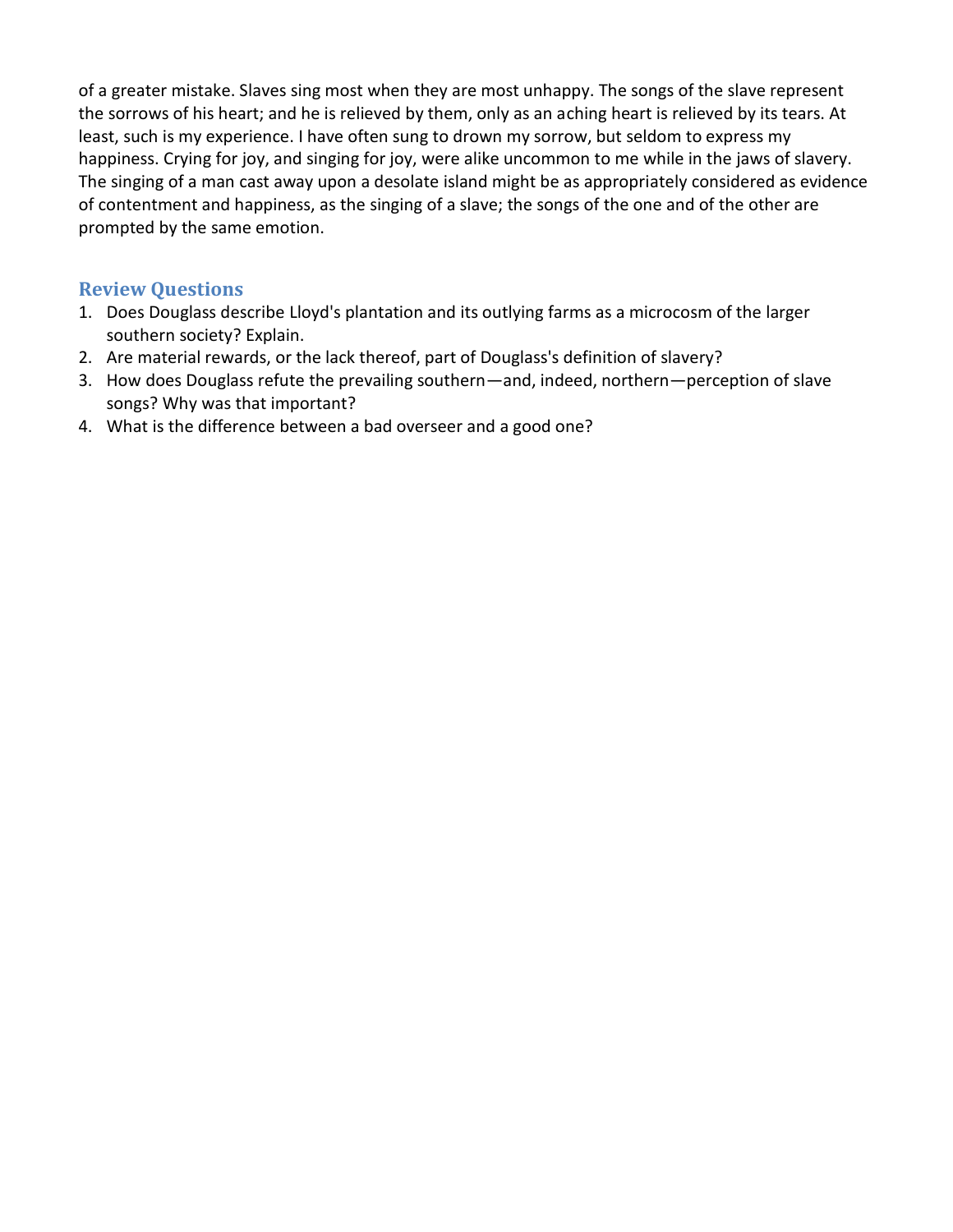of a greater mistake. Slaves sing most when they are most unhappy. The songs of the slave represent the sorrows of his heart; and he is relieved by them, only as an aching heart is relieved by its tears. At least, such is my experience. I have often sung to drown my sorrow, but seldom to express my happiness. Crying for joy, and singing for joy, were alike uncommon to me while in the jaws of slavery. The singing of a man cast away upon a desolate island might be as appropriately considered as evidence of contentment and happiness, as the singing of a slave; the songs of the one and of the other are prompted by the same emotion.

## Review Questions

1. Does Douglass describe Lloyd's plantation and its outlying farms as a microcosm of the larger southern society? Explain.
2. Are material rewards, or the lack thereof, part of Douglass's definition of slavery?
3. How does Douglass refute the prevailing southern—and, indeed, northern—perception of slave songs? Why was that important?
4. What is the difference between a bad overseer and a good one?